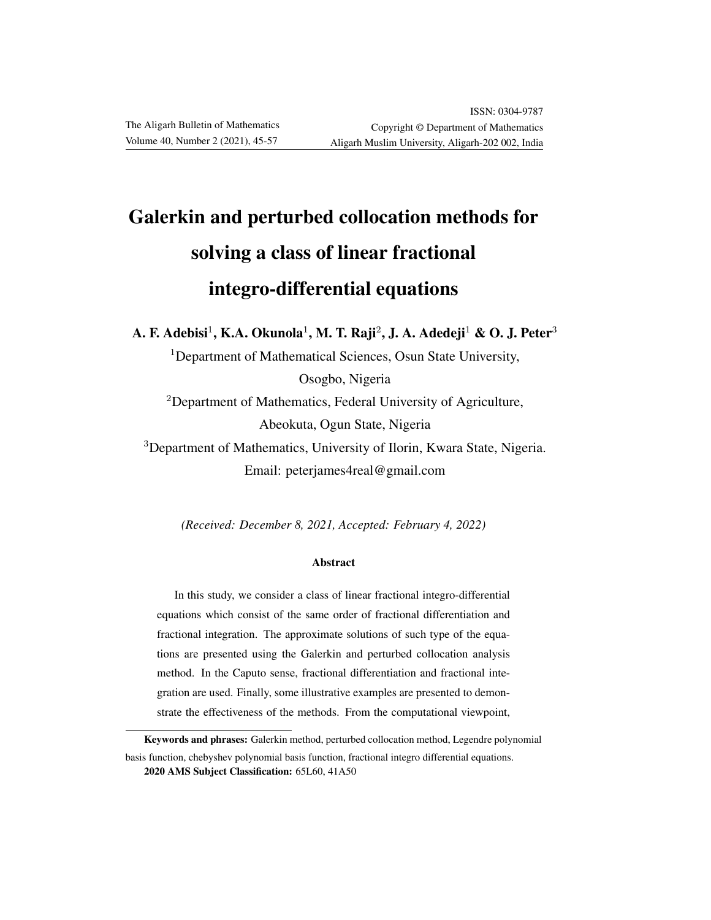# Galerkin and perturbed collocation methods for solving a class of linear fractional integro-differential equations

**A. F. Adebisi[1], K.A. Okunola[1], M. T. Raji[2], J. A. Adedeji[1] & O. J. Peter[3]**

[1]Department of Mathematical Sciences, Osun State University, Osogbo, Nigeria

[2]Department of Mathematics, Federal University of Agriculture, Abeokuta, Ogun State, Nigeria

[3]Department of Mathematics, University of Ilorin, Kwara State, Nigeria. Email: peterjames4real@gmail.com

*(Received: December 8, 2021, Accepted: February 4, 2022)*

### Abstract

In this study, we consider a class of linear fractional integro-differential equations which consist of the same order of fractional differentiation and fractional integration. The approximate solutions of such type of the equations are presented using the Galerkin and perturbed collocation analysis method. In the Caputo sense, fractional differentiation and fractional integration are used. Finally, some illustrative examples are presented to demonstrate the effectiveness of the methods. From the computational viewpoint,

---

**Keywords and phrases:** Galerkin method, perturbed collocation method, Legendre polynomial basis function, chebyshev polynomial basis function, fractional integro differential equations.

**2020 AMS Subject Classification:** 65L60, 41A50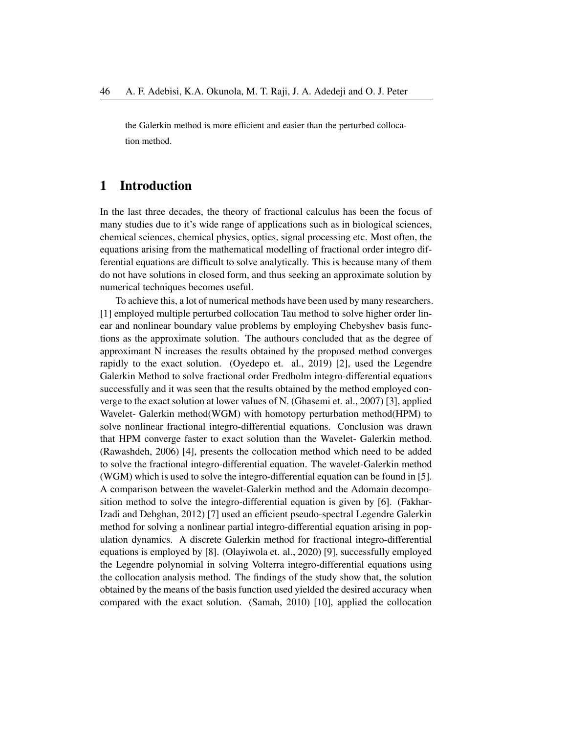the Galerkin method is more efficient and easier than the perturbed collocation method.

## 1 Introduction

In the last three decades, the theory of fractional calculus has been the focus of many studies due to it's wide range of applications such as in biological sciences, chemical sciences, chemical physics, optics, signal processing etc. Most often, the equations arising from the mathematical modelling of fractional order integro differential equations are difficult to solve analytically. This is because many of them do not have solutions in closed form, and thus seeking an approximate solution by numerical techniques becomes useful.

To achieve this, a lot of numerical methods have been used by many researchers. [1] employed multiple perturbed collocation Tau method to solve higher order linear and nonlinear boundary value problems by employing Chebyshev basis functions as the approximate solution. The authours concluded that as the degree of approximant N increases the results obtained by the proposed method converges rapidly to the exact solution. (Oyedepo et. al., 2019) [2], used the Legendre Galerkin Method to solve fractional order Fredholm integro-differential equations successfully and it was seen that the results obtained by the method employed converge to the exact solution at lower values of N. (Ghasemi et. al., 2007) [3], applied Wavelet- Galerkin method(WGM) with homotopy perturbation method(HPM) to solve nonlinear fractional integro-differential equations. Conclusion was drawn that HPM converge faster to exact solution than the Wavelet- Galerkin method. (Rawashdeh, 2006) [4], presents the collocation method which need to be added to solve the fractional integro-differential equation. The wavelet-Galerkin method (WGM) which is used to solve the integro-differential equation can be found in [5]. A comparison between the wavelet-Galerkin method and the Adomain decomposition method to solve the integro-differential equation is given by [6]. (Fakhar-Izadi and Dehghan, 2012) [7] used an efficient pseudo-spectral Legendre Galerkin method for solving a nonlinear partial integro-differential equation arising in population dynamics. A discrete Galerkin method for fractional integro-differential equations is employed by [8]. (Olayiwola et. al., 2020) [9], successfully employed the Legendre polynomial in solving Volterra integro-differential equations using the collocation analysis method. The findings of the study show that, the solution obtained by the means of the basis function used yielded the desired accuracy when compared with the exact solution. (Samah, 2010) [10], applied the collocation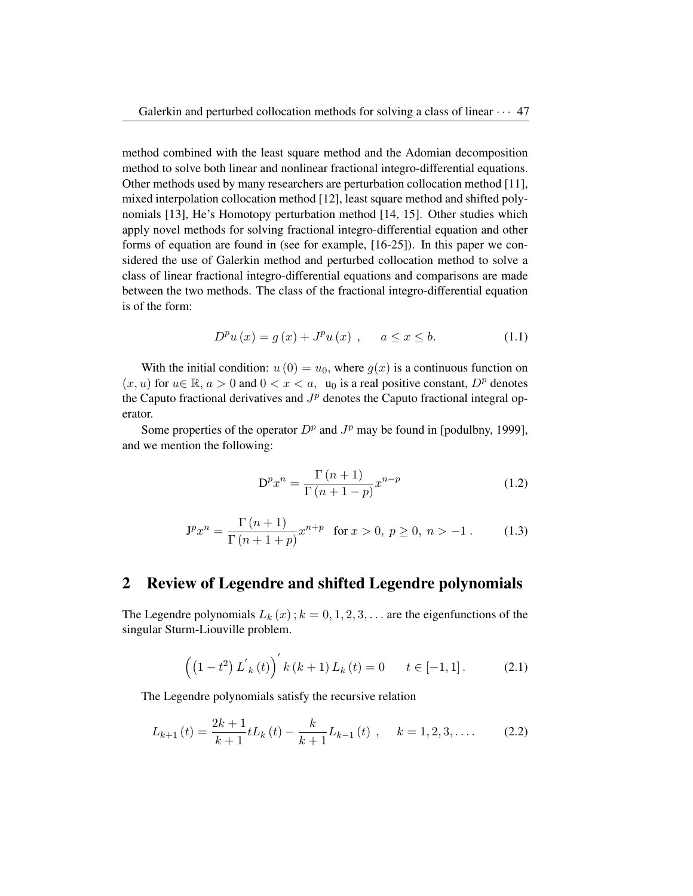method combined with the least square method and the Adomian decomposition method to solve both linear and nonlinear fractional integro-differential equations. Other methods used by many researchers are perturbation collocation method [11], mixed interpolation collocation method [12], least square method and shifted polynomials [13], He's Homotopy perturbation method [14, 15]. Other studies which apply novel methods for solving fractional integro-differential equation and other forms of equation are found in (see for example, [16-25]). In this paper we considered the use of Galerkin method and perturbed collocation method to solve a class of linear fractional integro-differential equations and comparisons are made between the two methods. The class of the fractional integro-differential equation is of the form:

$$D^p u(x) = g(x) + J^p u(x) \ , \qquad a \leq x \leq b. \tag{1.1}$$

With the initial condition: $u(0) = u_0$, where $g(x)$ is a continuous function on $(x, u)$ for $u \in \mathbb{R}$, $a > 0$ and $0 < x < a$, $u_0$ is a real positive constant, $D^p$ denotes the Caputo fractional derivatives and $J^p$ denotes the Caputo fractional integral operator.

Some properties of the operator $D^p$ and $J^p$ may be found in [podulbny, 1999], and we mention the following:

$$\mathrm{D}^p x^n = \frac{\Gamma(n+1)}{\Gamma(n+1-p)} x^{n-p} \tag{1.2}$$

$$\mathrm{J}^p x^n = \frac{\Gamma(n+1)}{\Gamma(n+1+p)} x^{n+p} \quad \text{for } x > 0, \ p \geq 0, \ n > -1 \ . \tag{1.3}$$

## 2 Review of Legendre and shifted Legendre polynomials

The Legendre polynomials $L_k(x) ; k = 0, 1, 2, 3, \ldots$ are the eigenfunctions of the singular Sturm-Liouville problem.

$$\left(\left(1-t^2\right) L'_k(t)\right)' k(k+1) L_k(t) = 0 \qquad t \in [-1, 1] \, . \tag{2.1}$$

The Legendre polynomials satisfy the recursive relation

$$L_{k+1}(t) = \frac{2k+1}{k+1} t L_k(t) - \frac{k}{k+1} L_{k-1}(t) \ , \quad k = 1, 2, 3, \ldots . \tag{2.2}$$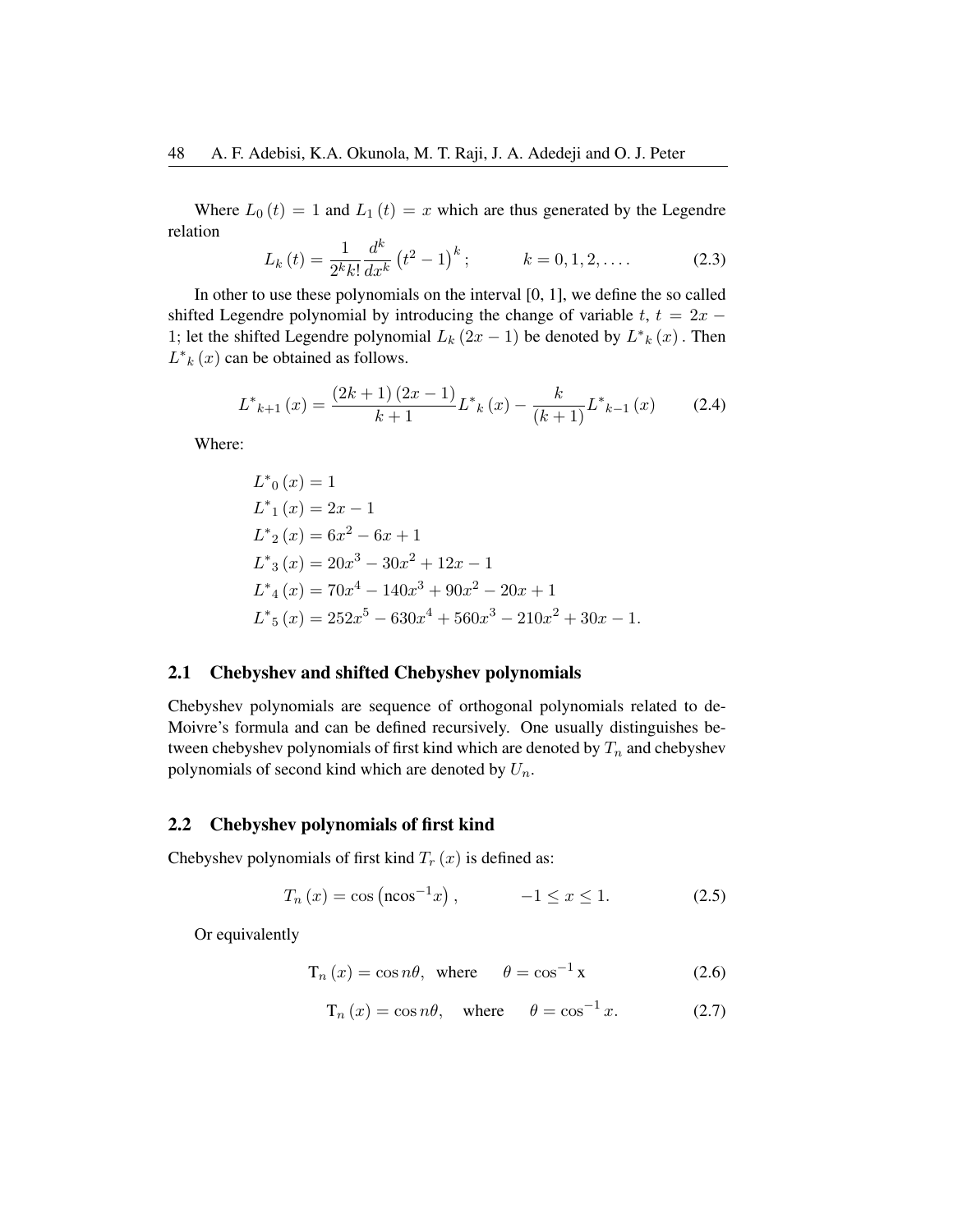Where $L_0(t) = 1$ and $L_1(t) = x$ which are thus generated by the Legendre relation

$$L_k(t) = \frac{1}{2^k k!}\frac{d^k}{dx^k}\left(t^2 - 1\right)^k; \qquad k = 0, 1, 2, \ldots. \tag{2.3}$$

In other to use these polynomials on the interval [0, 1], we define the so called shifted Legendre polynomial by introducing the change of variable $t$, $t = 2x - 1$; let the shifted Legendre polynomial $L_k(2x-1)$ be denoted by $L^*{}_k(x)$. Then $L^*{}_k(x)$ can be obtained as follows.

$$L^*{}_{k+1}(x) = \frac{(2k+1)(2x-1)}{k+1}L^*{}_k(x) - \frac{k}{(k+1)}L^*{}_{k-1}(x) \tag{2.4}$$

Where:

$$
\begin{aligned}
L^*{}_0(x) &= 1 \\
L^*{}_1(x) &= 2x - 1 \\
L^*{}_2(x) &= 6x^2 - 6x + 1 \\
L^*{}_3(x) &= 20x^3 - 30x^2 + 12x - 1 \\
L^*{}_4(x) &= 70x^4 - 140x^3 + 90x^2 - 20x + 1 \\
L^*{}_5(x) &= 252x^5 - 630x^4 + 560x^3 - 210x^2 + 30x - 1.
\end{aligned}
$$

## 2.1 Chebyshev and shifted Chebyshev polynomials

Chebyshev polynomials are sequence of orthogonal polynomials related to de-Moivre's formula and can be defined recursively. One usually distinguishes between chebyshev polynomials of first kind which are denoted by $T_n$ and chebyshev polynomials of second kind which are denoted by $U_n$.

## 2.2 Chebyshev polynomials of first kind

Chebyshev polynomials of first kind $T_r(x)$ is defined as:

$$T_n(x) = \cos\left(n\cos^{-1}x\right), \qquad -1 \leq x \leq 1. \tag{2.5}$$

Or equivalently

$$\mathrm{T}_n(x) = \cos n\theta, \text{ where } \quad \theta = \cos^{-1}\mathrm{x} \tag{2.6}$$

$$\mathrm{T}_n(x) = \cos n\theta, \quad \text{where} \quad \theta = \cos^{-1}x. \tag{2.7}$$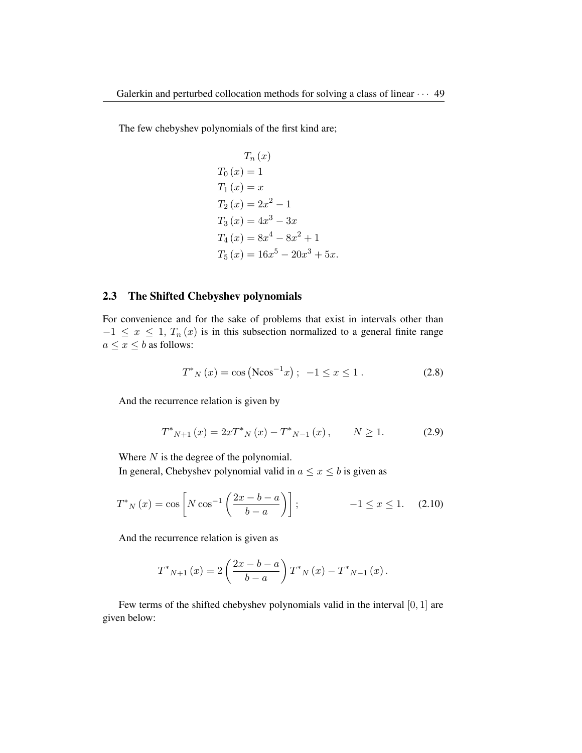The few chebyshev polynomials of the first kind are;

$$
\begin{aligned}
& T_n(x) \\
& T_0(x) = 1 \\
& T_1(x) = x \\
& T_2(x) = 2x^2 - 1 \\
& T_3(x) = 4x^3 - 3x \\
& T_4(x) = 8x^4 - 8x^2 + 1 \\
& T_5(x) = 16x^5 - 20x^3 + 5x.
\end{aligned}
$$

## 2.3 The Shifted Chebyshev polynomials

For convenience and for the sake of problems that exist in intervals other than $-1 \leq x \leq 1$, $T_n(x)$ is in this subsection normalized to a general finite range $a \leq x \leq b$ as follows:

$$T^*{}_N(x) = \cos\left(\text{N}\cos^{-1}x\right); \;\; -1 \leq x \leq 1\,. \tag{2.8}$$

And the recurrence relation is given by

$$T^*{}_{N+1}(x) = 2xT^*{}_N(x) - T^*{}_{N-1}(x), \qquad N \geq 1. \tag{2.9}$$

Where $N$ is the degree of the polynomial.

In general, Chebyshev polynomial valid in $a \leq x \leq b$ is given as

$$T^*{}_N(x) = \cos\left[N\cos^{-1}\left(\frac{2x-b-a}{b-a}\right)\right]; \qquad\qquad -1 \leq x \leq 1. \tag{2.10}$$

And the recurrence relation is given as

$$T^*{}_{N+1}(x) = 2\left(\frac{2x-b-a}{b-a}\right)T^*{}_N(x) - T^*{}_{N-1}(x)\,.$$

Few terms of the shifted chebyshev polynomials valid in the interval $[0,1]$ are given below: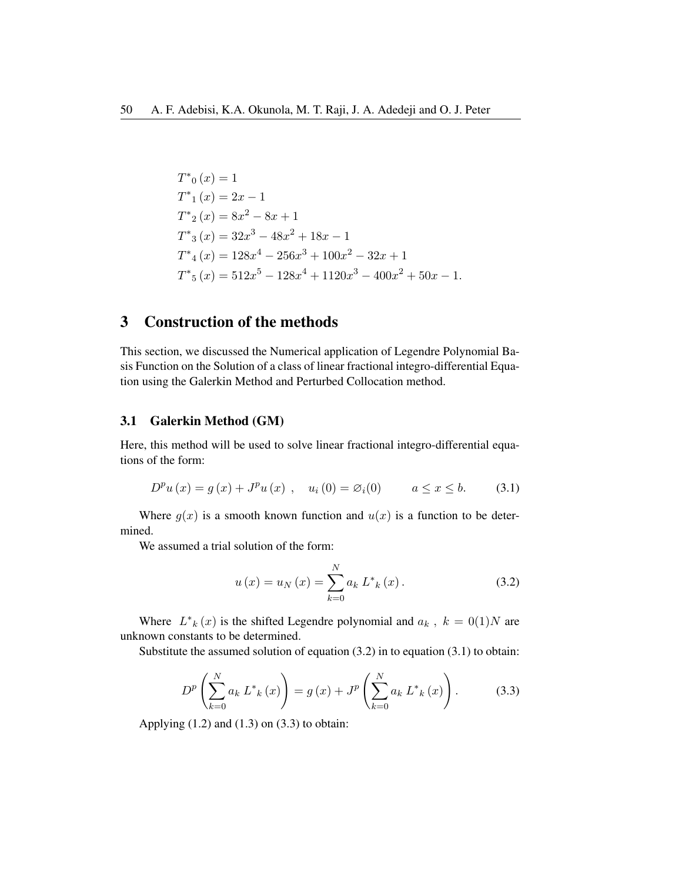$$T^*{}_0(x) = 1$$
$$T^*{}_1(x) = 2x - 1$$
$$T^*{}_2(x) = 8x^2 - 8x + 1$$
$$T^*{}_3(x) = 32x^3 - 48x^2 + 18x - 1$$
$$T^*{}_4(x) = 128x^4 - 256x^3 + 100x^2 - 32x + 1$$
$$T^*{}_5(x) = 512x^5 - 128x^4 + 1120x^3 - 400x^2 + 50x - 1.$$

## 3 Construction of the methods

This section, we discussed the Numerical application of Legendre Polynomial Basis Function on the Solution of a class of linear fractional integro-differential Equation using the Galerkin Method and Perturbed Collocation method.

### 3.1 Galerkin Method (GM)

Here, this method will be used to solve linear fractional integro-differential equations of the form:

$$D^p u(x) = g(x) + J^p u(x) \ , \quad u_i(0) = \varnothing_i(0) \qquad a \leq x \leq b. \tag{3.1}$$

Where $g(x)$ is a smooth known function and $u(x)$ is a function to be determined.

We assumed a trial solution of the form:

$$u(x) = u_N(x) = \sum_{k=0}^{N} a_k \, L^*{}_k(x). \tag{3.2}$$

Where $L^*{}_k(x)$ is the shifted Legendre polynomial and $a_k$ , $k = 0(1)N$ are unknown constants to be determined.

Substitute the assumed solution of equation (3.2) in to equation (3.1) to obtain:

$$D^p \left( \sum_{k=0}^{N} a_k \, L^*{}_k(x) \right) = g(x) + J^p \left( \sum_{k=0}^{N} a_k \, L^*{}_k(x) \right). \tag{3.3}$$

Applying (1.2) and (1.3) on (3.3) to obtain: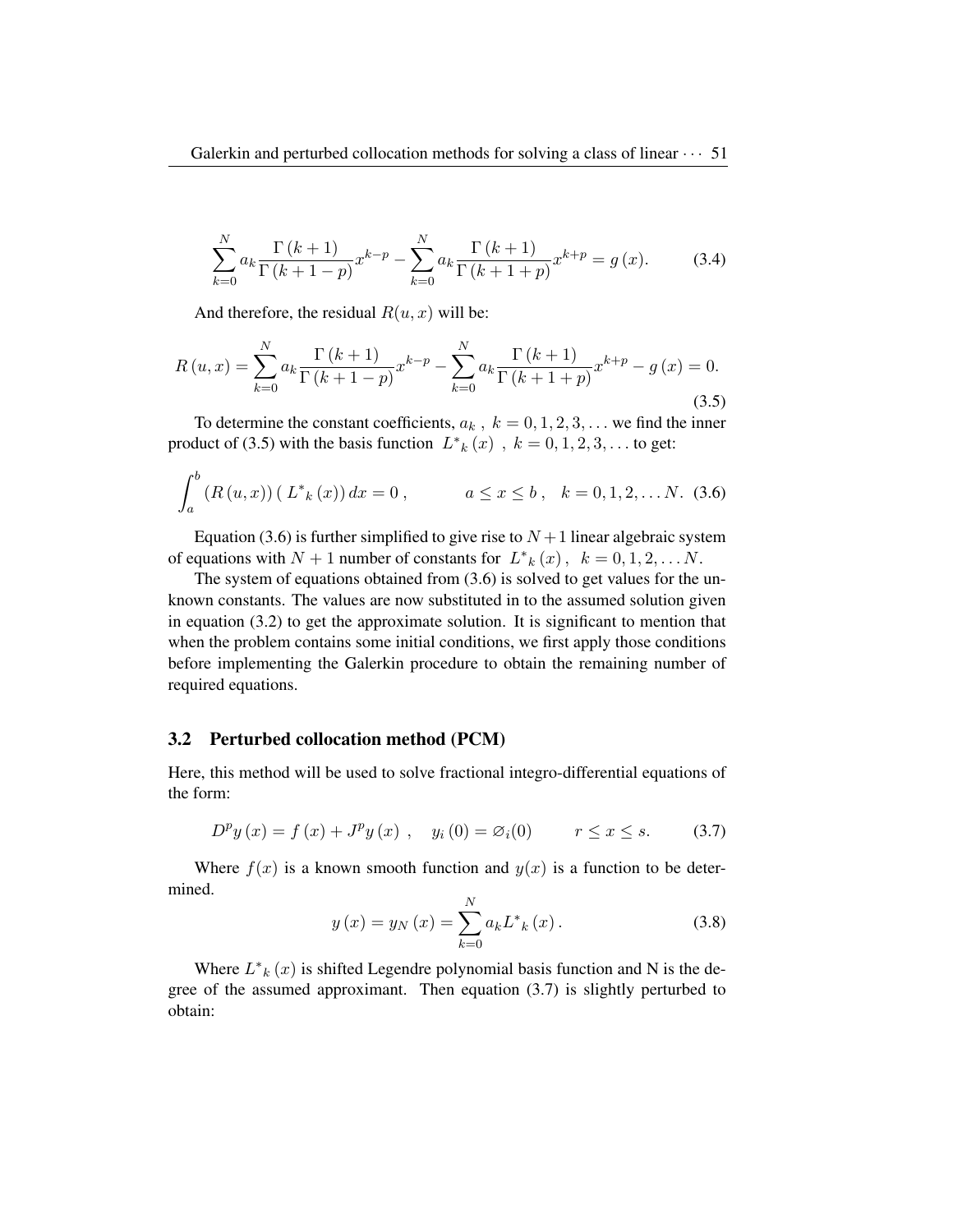$$\sum_{k=0}^{N} a_k \frac{\Gamma(k+1)}{\Gamma(k+1-p)} x^{k-p} - \sum_{k=0}^{N} a_k \frac{\Gamma(k+1)}{\Gamma(k+1+p)} x^{k+p} = g(x). \tag{3.4}$$

And therefore, the residual $R(u, x)$ will be:

$$R(u, x) = \sum_{k=0}^{N} a_k \frac{\Gamma(k+1)}{\Gamma(k+1-p)} x^{k-p} - \sum_{k=0}^{N} a_k \frac{\Gamma(k+1)}{\Gamma(k+1+p)} x^{k+p} - g(x) = 0. \tag{3.5}$$

To determine the constant coefficients, $a_k$ , $k = 0, 1, 2, 3, \ldots$ we find the inner product of (3.5) with the basis function $L^*{}_k(x)$ , $k = 0, 1, 2, 3, \ldots$ to get:

$$\int_a^b (R(u, x)) \left( L^*{}_k(x) \right) dx = 0 \,, \qquad a \le x \le b \,, \quad k = 0, 1, 2, \ldots N. \tag{3.6}$$

Equation (3.6) is further simplified to give rise to $N+1$ linear algebraic system of equations with $N+1$ number of constants for $L^*{}_k(x)$, $k = 0, 1, 2, \ldots N$.

The system of equations obtained from (3.6) is solved to get values for the unknown constants. The values are now substituted in to the assumed solution given in equation (3.2) to get the approximate solution. It is significant to mention that when the problem contains some initial conditions, we first apply those conditions before implementing the Galerkin procedure to obtain the remaining number of required equations.

### 3.2 Perturbed collocation method (PCM)

Here, this method will be used to solve fractional integro-differential equations of the form:

$$D^p y(x) = f(x) + J^p y(x) \;, \quad y_i(0) = \varnothing_i(0) \qquad r \le x \le s. \tag{3.7}$$

Where $f(x)$ is a known smooth function and $y(x)$ is a function to be determined.

$$y(x) = y_N(x) = \sum_{k=0}^{N} a_k L^*{}_k(x). \tag{3.8}$$

Where $L^*{}_k(x)$ is shifted Legendre polynomial basis function and N is the degree of the assumed approximant. Then equation (3.7) is slightly perturbed to obtain: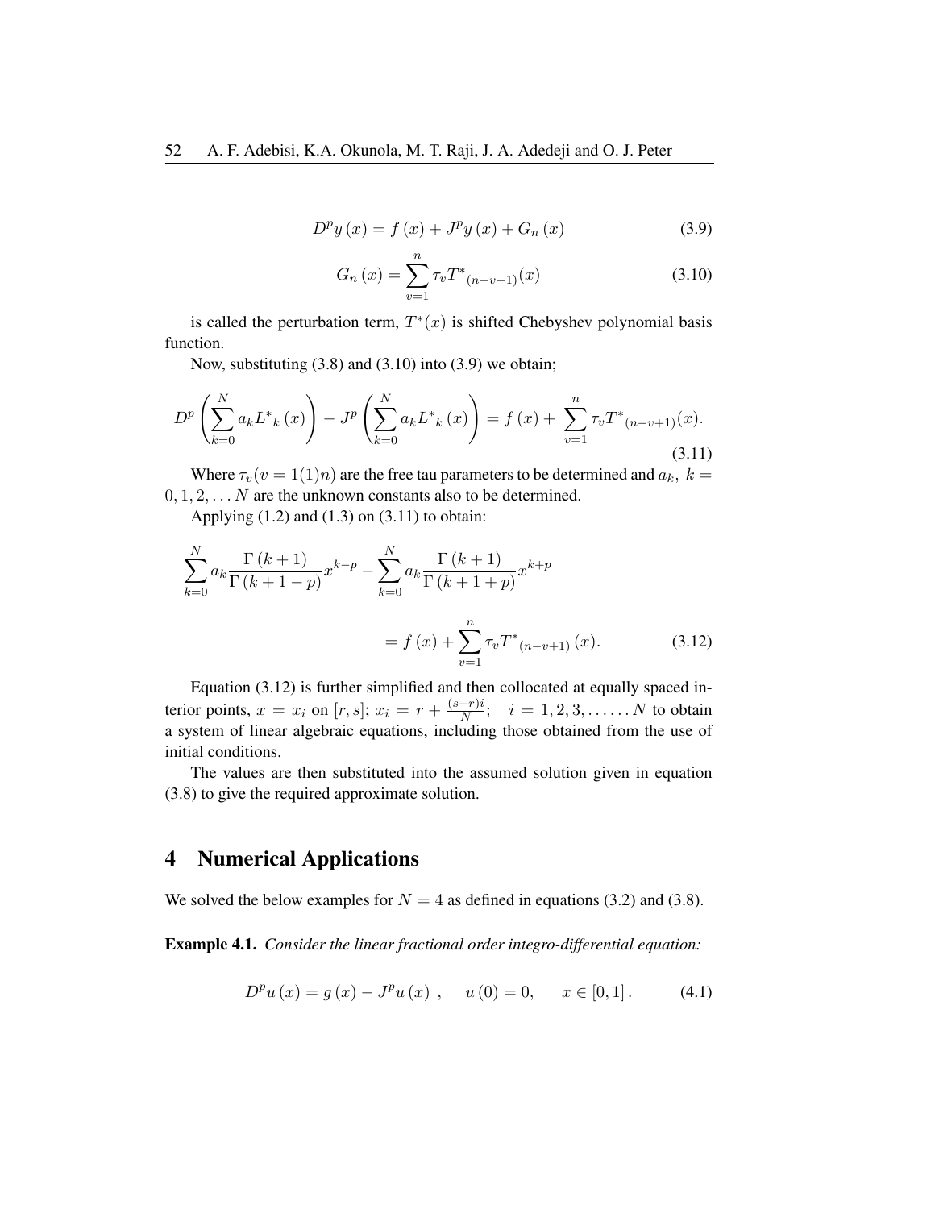$$D^p y(x) = f(x) + J^p y(x) + G_n(x) \tag{3.9}$$

$$G_n(x) = \sum_{v=1}^{n} \tau_v {T^*}_{(n-v+1)}(x) \tag{3.10}$$

is called the perturbation term, $T^*(x)$ is shifted Chebyshev polynomial basis function.

Now, substituting (3.8) and (3.10) into (3.9) we obtain;

$$D^p \left( \sum_{k=0}^{N} a_k {L^*}_k(x) \right) - J^p \left( \sum_{k=0}^{N} a_k {L^*}_k(x) \right) = f(x) + \sum_{v=1}^{n} \tau_v {T^*}_{(n-v+1)}(x). \tag{3.11}$$

Where $\tau_v (v = 1(1)n)$ are the free tau parameters to be determined and $a_k,\ k = 0, 1, 2, \ldots N$ are the unknown constants also to be determined.

Applying (1.2) and (1.3) on (3.11) to obtain:

$$\sum_{k=0}^{N} a_k \frac{\Gamma(k+1)}{\Gamma(k+1-p)} x^{k-p} - \sum_{k=0}^{N} a_k \frac{\Gamma(k+1)}{\Gamma(k+1+p)} x^{k+p} = f(x) + \sum_{v=1}^{n} \tau_v {T^*}_{(n-v+1)}(x). \tag{3.12}$$

Equation (3.12) is further simplified and then collocated at equally spaced interior points, $x = x_i$ on $[r, s]$; $x_i = r + \frac{(s-r)i}{N}$; $\quad i = 1, 2, 3, \ldots\ldots N$ to obtain a system of linear algebraic equations, including those obtained from the use of initial conditions.

The values are then substituted into the assumed solution given in equation (3.8) to give the required approximate solution.

# 4 Numerical Applications

We solved the below examples for $N = 4$ as defined in equations (3.2) and (3.8).

**Example 4.1.** *Consider the linear fractional order integro-differential equation:*

$$D^p u(x) = g(x) - J^p u(x)\ , \quad u(0) = 0, \quad x \in [0, 1]. \tag{4.1}$$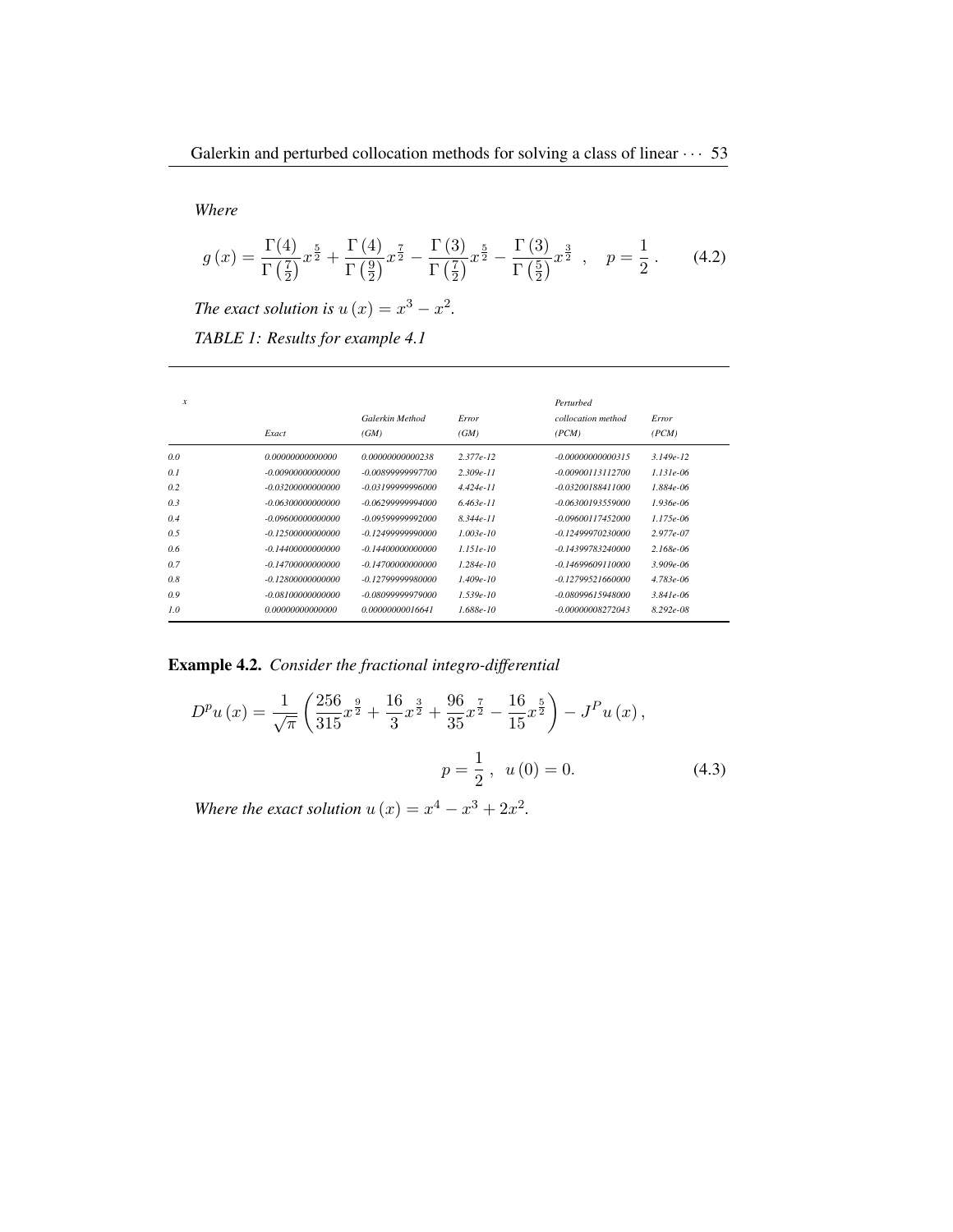*Where*

$$g(x)=\frac{\Gamma(4)}{\Gamma\left(\frac{7}{2}\right)}x^{\frac{5}{2}}+\frac{\Gamma(4)}{\Gamma\left(\frac{9}{2}\right)}x^{\frac{7}{2}}-\frac{\Gamma(3)}{\Gamma\left(\frac{7}{2}\right)}x^{\frac{5}{2}}-\frac{\Gamma(3)}{\Gamma\left(\frac{5}{2}\right)}x^{\frac{3}{2}}\quad,\quad p=\frac{1}{2}\,. \tag{4.2}$$

*The exact solution is* $u(x)=x^3-x^2$.

*TABLE 1: Results for example 4.1*

| *x* | *Exact* | *Galerkin Method (GM)* | *Error (GM)* | *Perturbed collocation method (PCM)* | *Error (PCM)* |
|---|---|---|---|---|---|
| *0.0* | *0.00000000000000* | *0.00000000000238* | *2.377e-12* | *-0.00000000000315* | *3.149e-12* |
| *0.1* | *-0.00900000000000* | *-0.00899999997700* | *2.309e-11* | *-0.00900113112700* | *1.131e-06* |
| *0.2* | *-0.03200000000000* | *-0.03199999996000* | *4.424e-11* | *-0.03200188411000* | *1.884e-06* |
| *0.3* | *-0.06300000000000* | *-0.06299999994000* | *6.463e-11* | *-0.06300193559000* | *1.936e-06* |
| *0.4* | *-0.09600000000000* | *-0.09599999992000* | *8.344e-11* | *-0.09600117452000* | *1.175e-06* |
| *0.5* | *-0.12500000000000* | *-0.12499999990000* | *1.003e-10* | *-0.12499970230000* | *2.977e-07* |
| *0.6* | *-0.14400000000000* | *-0.14400000000000* | *1.151e-10* | *-0.14399783240000* | *2.168e-06* |
| *0.7* | *-0.14700000000000* | *-0.14700000000000* | *1.284e-10* | *-0.14699609110000* | *3.909e-06* |
| *0.8* | *-0.12800000000000* | *-0.12799999980000* | *1.409e-10* | *-0.12799521660000* | *4.783e-06* |
| *0.9* | *-0.08100000000000* | *-0.08099999979000* | *1.539e-10* | *-0.08099615948000* | *3.841e-06* |
| *1.0* | *0.00000000000000* | *0.00000000016641* | *1.688e-10* | *-0.00000008272043* | *8.292e-08* |

**Example 4.2.** *Consider the fractional integro-differential*

$$D^p u(x)=\frac{1}{\sqrt{\pi}}\left(\frac{256}{315}x^{\frac{9}{2}}+\frac{16}{3}x^{\frac{3}{2}}+\frac{96}{35}x^{\frac{7}{2}}-\frac{16}{15}x^{\frac{5}{2}}\right)-J^P u(x)\,,$$

$$p=\frac{1}{2}\,,\ \ u(0)=0. \tag{4.3}$$

*Where the exact solution* $u(x)=x^4-x^3+2x^2$.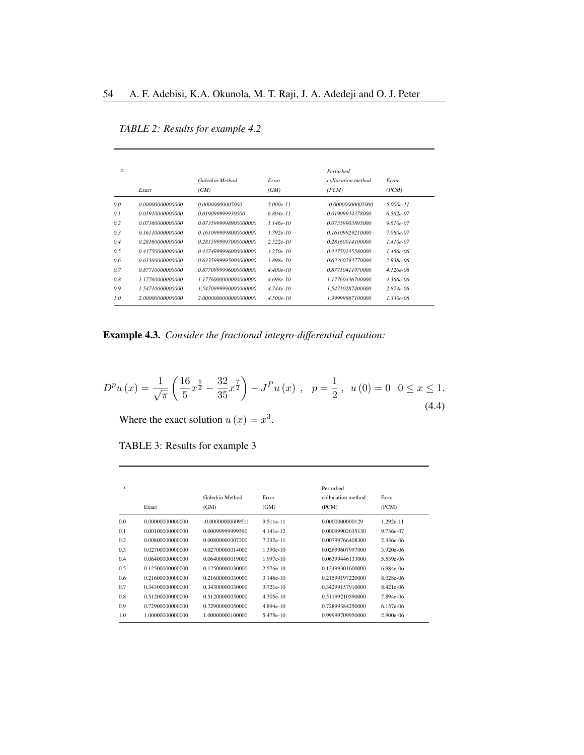*TABLE 2: Results for example 4.2*

| *x* | *Exact* | *Galerkin Method (GM)* | *Error (GM)* | *Perturbed collocation method (PCM)* | *Error (PCM)* |
|---|---|---|---|---|---|
| *0.0* | *0.00000000000000* | *0.00000000005000* | *5.000e-11* | *-0.00000000005000* | *5.000e-11* |
| *0.1* | *0.01910000000000* | *0.019099999930000* | *6.804e-11* | *0.01909934378000* | *6.562e-07* |
| *0.2* | *0.07360000000000* | *0.0735999998900000000* | *1.146e-10* | *0.07359903895000* | *9.610e-07* |
| *0.3* | *0.16110000000000* | *0.1610999998000000000* | *1.792e-10* | *0.16109929210000* | *7.080e-07* |
| *0.4* | *0.28160000000000* | *0.2815999997000000000* | *2.522e-10* | *0.28160014100000* | *1.410e-07* |
| *0.5* | *0.43750000000000* | *0.4374999996000000000* | *3.250e-10* | *0.43750145580000* | *1.456e-06* |
| *0.6* | *0.63360000000000* | *0.6335999995000000000* | *3.898e-10* | *0.63360293770000* | *2.938e-06* |
| *0.7* | *0.87710000000000* | *0.8770999996000000000* | *4.400e-10* | *0.87710411970000* | *4.120e-06* |
| *0.8* | *1.17760000000000* | *1.1776000000000000000* | *4.698e-10* | *1.17760436700000* | *4.366e-06* |
| *0.9* | *1.54710000000000* | *1.5470999990000000000* | *4.744e-10* | *1.54710287400000* | *2.874e-06* |
| *1.0* | *2.00000000000000* | *2.0000000000000000000* | *4.500e-10* | *1.99999867100000* | *1.330e-06* |

**Example 4.3.** *Consider the fractional integro-differential equation:*

$$D^p u(x) = \frac{1}{\sqrt{\pi}} \left( \frac{16}{5} x^{\frac{5}{2}} - \frac{32}{35} x^{\frac{7}{2}} \right) - J^P u(x) \ , \quad p = \frac{1}{2} \ , \ \ u(0) = 0 \ \ \ 0 \leq x \leq 1. \tag{4.4}$$

Where the exact solution $u(x) = x^3$.

TABLE 3: Results for example 3

| x | Exact | Galerkin Method (GM) | Error (GM) | Perturbed collocation method (PCM) | Error (PCM) |
|---|---|---|---|---|---|
| 0.0 | 0.00000000000000 | -0.00000000009511 | 9.511e-11 | 0.0000000000129 | 1.292e-11 |
| 0.1 | 0.00100000000000 | 0.00099999999590 | 4.141e-12 | 0.00099902635130 | 9.736e-07 |
| 0.2 | 0.00800000000000 | 0.00800000007200 | 7.232e-11 | 0.00799766408300 | 2.336e-06 |
| 0.3 | 0.02700000000000 | 0.02700000014000 | 1.390e-10 | 0.02699607997000 | 3.920e-06 |
| 0.4 | 0.06400000000000 | 0.06400000019000 | 1.997e-10 | 0.06399446133000 | 5.539e-06 |
| 0.5 | 0.12500000000000 | 0.12500000030000 | 2.576e-10 | 0.12499301600000 | 6.984e-06 |
| 0.6 | 0.21600000000000 | 0.21600000030000 | 3.146e-10 | 0.21599197220000 | 8.028e-06 |
| 0.7 | 0.34300000000000 | 0.34300000030000 | 3.721e-10 | 0.34299157910000 | 8.421e-06 |
| 0.8 | 0.51200000000000 | 0.51200000050000 | 4.305e-10 | 0.51199210590000 | 7.894e-06 |
| 0.9 | 0.72900000000000 | 0.72900000050000 | 4.894e-10 | 0.72899384250000 | 6.157e-06 |
| 1.0 | 1.00000000000000 | 1.00000000100000 | 5.475e-10 | 0.99999709950000 | 2.900e-06 |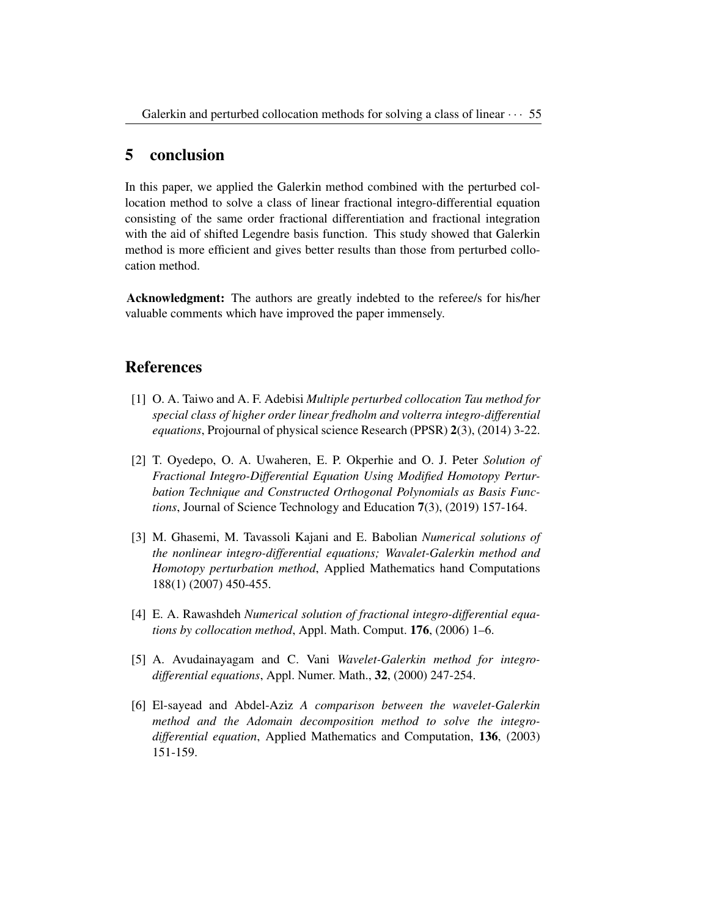## 5 conclusion

In this paper, we applied the Galerkin method combined with the perturbed collocation method to solve a class of linear fractional integro-differential equation consisting of the same order fractional differentiation and fractional integration with the aid of shifted Legendre basis function. This study showed that Galerkin method is more efficient and gives better results than those from perturbed collocation method.

**Acknowledgment:** The authors are greatly indebted to the referee/s for his/her valuable comments which have improved the paper immensely.

## References

[1] O. A. Taiwo and A. F. Adebisi *Multiple perturbed collocation Tau method for special class of higher order linear fredholm and volterra integro-differential equations*, Projournal of physical science Research (PPSR) **2**(3), (2014) 3-22.

[2] T. Oyedepo, O. A. Uwaheren, E. P. Okperhie and O. J. Peter *Solution of Fractional Integro-Differential Equation Using Modified Homotopy Perturbation Technique and Constructed Orthogonal Polynomials as Basis Functions*, Journal of Science Technology and Education **7**(3), (2019) 157-164.

[3] M. Ghasemi, M. Tavassoli Kajani and E. Babolian *Numerical solutions of the nonlinear integro-differential equations; Wavalet-Galerkin method and Homotopy perturbation method*, Applied Mathematics hand Computations 188(1) (2007) 450-455.

[4] E. A. Rawashdeh *Numerical solution of fractional integro-differential equations by collocation method*, Appl. Math. Comput. **176**, (2006) 1–6.

[5] A. Avudainayagam and C. Vani *Wavelet-Galerkin method for integro-differential equations*, Appl. Numer. Math., **32**, (2000) 247-254.

[6] El-sayead and Abdel-Aziz *A comparison between the wavelet-Galerkin method and the Adomain decomposition method to solve the integro-differential equation*, Applied Mathematics and Computation, **136**, (2003) 151-159.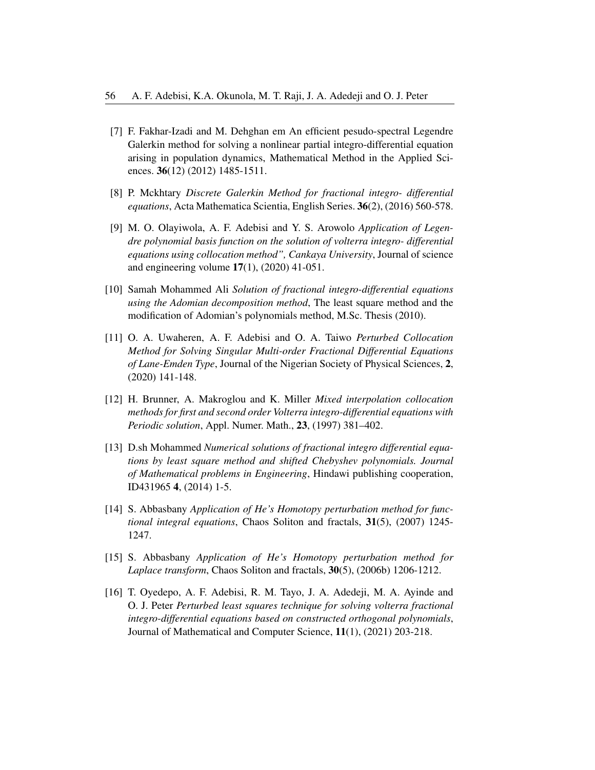[7] F. Fakhar-Izadi and M. Dehghan em An efficient pesudo-spectral Legendre Galerkin method for solving a nonlinear partial integro-differential equation arising in population dynamics, Mathematical Method in the Applied Sciences. **36**(12) (2012) 1485-1511.

[8] P. Mckhtary *Discrete Galerkin Method for fractional integro- differential equations*, Acta Mathematica Scientia, English Series. **36**(2), (2016) 560-578.

[9] M. O. Olayiwola, A. F. Adebisi and Y. S. Arowolo *Application of Legendre polynomial basis function on the solution of volterra integro- differential equations using collocation method", Cankaya University*, Journal of science and engineering volume **17**(1), (2020) 41-051.

[10] Samah Mohammed Ali *Solution of fractional integro-differential equations using the Adomian decomposition method*, The least square method and the modification of Adomian's polynomials method, M.Sc. Thesis (2010).

[11] O. A. Uwaheren, A. F. Adebisi and O. A. Taiwo *Perturbed Collocation Method for Solving Singular Multi-order Fractional Differential Equations of Lane-Emden Type*, Journal of the Nigerian Society of Physical Sciences, **2**, (2020) 141-148.

[12] H. Brunner, A. Makroglou and K. Miller *Mixed interpolation collocation methods for first and second order Volterra integro-differential equations with Periodic solution*, Appl. Numer. Math., **23**, (1997) 381–402.

[13] D.sh Mohammed *Numerical solutions of fractional integro differential equations by least square method and shifted Chebyshev polynomials. Journal of Mathematical problems in Engineering*, Hindawi publishing cooperation, ID431965 **4**, (2014) 1-5.

[14] S. Abbasbany *Application of He's Homotopy perturbation method for functional integral equations*, Chaos Soliton and fractals, **31**(5), (2007) 1245-1247.

[15] S. Abbasbany *Application of He's Homotopy perturbation method for Laplace transform*, Chaos Soliton and fractals, **30**(5), (2006b) 1206-1212.

[16] T. Oyedepo, A. F. Adebisi, R. M. Tayo, J. A. Adedeji, M. A. Ayinde and O. J. Peter *Perturbed least squares technique for solving volterra fractional integro-differential equations based on constructed orthogonal polynomials*, Journal of Mathematical and Computer Science, **11**(1), (2021) 203-218.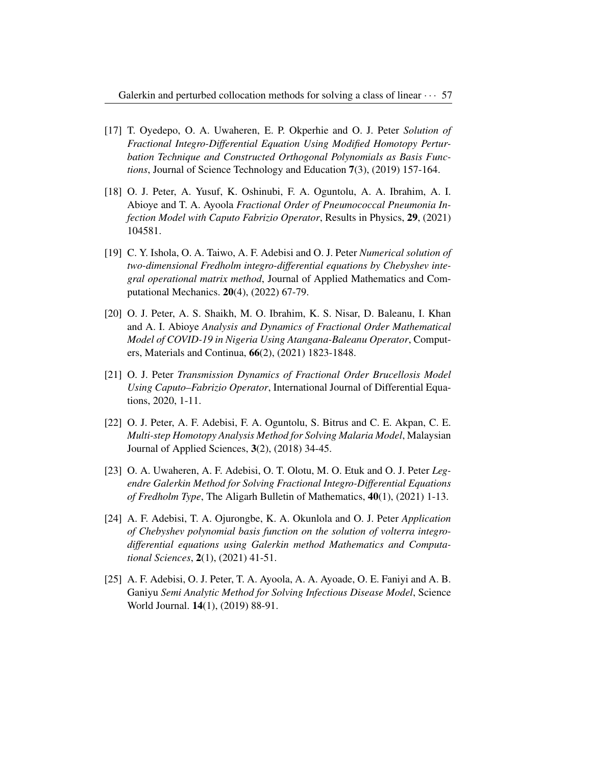[17] T. Oyedepo, O. A. Uwaheren, E. P. Okperhie and O. J. Peter *Solution of Fractional Integro-Differential Equation Using Modified Homotopy Perturbation Technique and Constructed Orthogonal Polynomials as Basis Functions*, Journal of Science Technology and Education **7**(3), (2019) 157-164.

[18] O. J. Peter, A. Yusuf, K. Oshinubi, F. A. Oguntolu, A. A. Ibrahim, A. I. Abioye and T. A. Ayoola *Fractional Order of Pneumococcal Pneumonia Infection Model with Caputo Fabrizio Operator*, Results in Physics, **29**, (2021) 104581.

[19] C. Y. Ishola, O. A. Taiwo, A. F. Adebisi and O. J. Peter *Numerical solution of two-dimensional Fredholm integro-differential equations by Chebyshev integral operational matrix method*, Journal of Applied Mathematics and Computational Mechanics. **20**(4), (2022) 67-79.

[20] O. J. Peter, A. S. Shaikh, M. O. Ibrahim, K. S. Nisar, D. Baleanu, I. Khan and A. I. Abioye *Analysis and Dynamics of Fractional Order Mathematical Model of COVID-19 in Nigeria Using Atangana-Baleanu Operator*, Computers, Materials and Continua, **66**(2), (2021) 1823-1848.

[21] O. J. Peter *Transmission Dynamics of Fractional Order Brucellosis Model Using Caputo–Fabrizio Operator*, International Journal of Differential Equations, 2020, 1-11.

[22] O. J. Peter, A. F. Adebisi, F. A. Oguntolu, S. Bitrus and C. E. Akpan, C. E. *Multi-step Homotopy Analysis Method for Solving Malaria Model*, Malaysian Journal of Applied Sciences, **3**(2), (2018) 34-45.

[23] O. A. Uwaheren, A. F. Adebisi, O. T. Olotu, M. O. Etuk and O. J. Peter *Legendre Galerkin Method for Solving Fractional Integro-Differential Equations of Fredholm Type*, The Aligarh Bulletin of Mathematics, **40**(1), (2021) 1-13.

[24] A. F. Adebisi, T. A. Ojurongbe, K. A. Okunlola and O. J. Peter *Application of Chebyshev polynomial basis function on the solution of volterra integro-differential equations using Galerkin method Mathematics and Computational Sciences*, **2**(1), (2021) 41-51.

[25] A. F. Adebisi, O. J. Peter, T. A. Ayoola, A. A. Ayoade, O. E. Faniyi and A. B. Ganiyu *Semi Analytic Method for Solving Infectious Disease Model*, Science World Journal. **14**(1), (2019) 88-91.